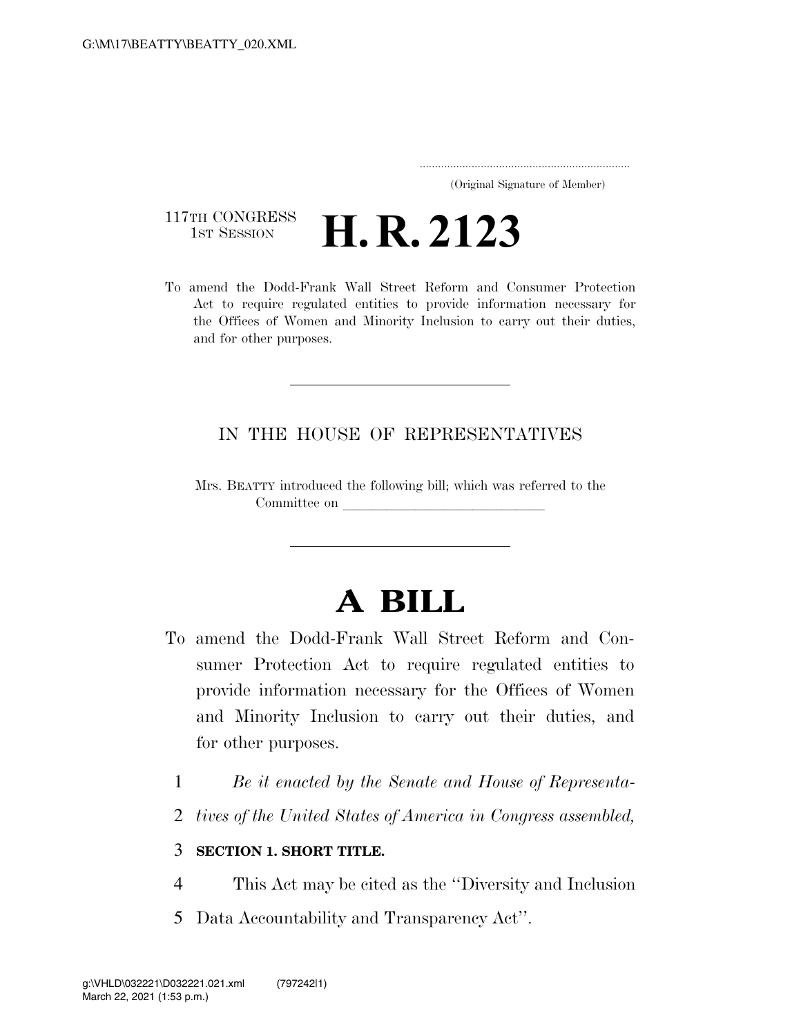G:\M\17\BEATTY\BEATTY_020.XML

.....................................................................
(Original Signature of Member)

117TH CONGRESS
1ST SESSION

# H. R. 2123

To amend the Dodd-Frank Wall Street Reform and Consumer Protection Act to require regulated entities to provide information necessary for the Offices of Women and Minority Inclusion to carry out their duties, and for other purposes.

---

IN THE HOUSE OF REPRESENTATIVES

Mrs. BEATTY introduced the following bill; which was referred to the Committee on \_\_\_\_\_\_\_\_\_\_\_\_\_\_\_\_\_\_\_\_\_\_\_\_\_\_\_\_

---

# A BILL

To amend the Dodd-Frank Wall Street Reform and Consumer Protection Act to require regulated entities to provide information necessary for the Offices of Women and Minority Inclusion to carry out their duties, and for other purposes.

1 *Be it enacted by the Senate and House of Representa-*
2 *tives of the United States of America in Congress assembled,*

3 **SECTION 1. SHORT TITLE.**

4 This Act may be cited as the ''Diversity and Inclusion
5 Data Accountability and Transparency Act''.

g:\VHLD\032221\D032221.021.xml (797242|1)
March 22, 2021 (1:53 p.m.)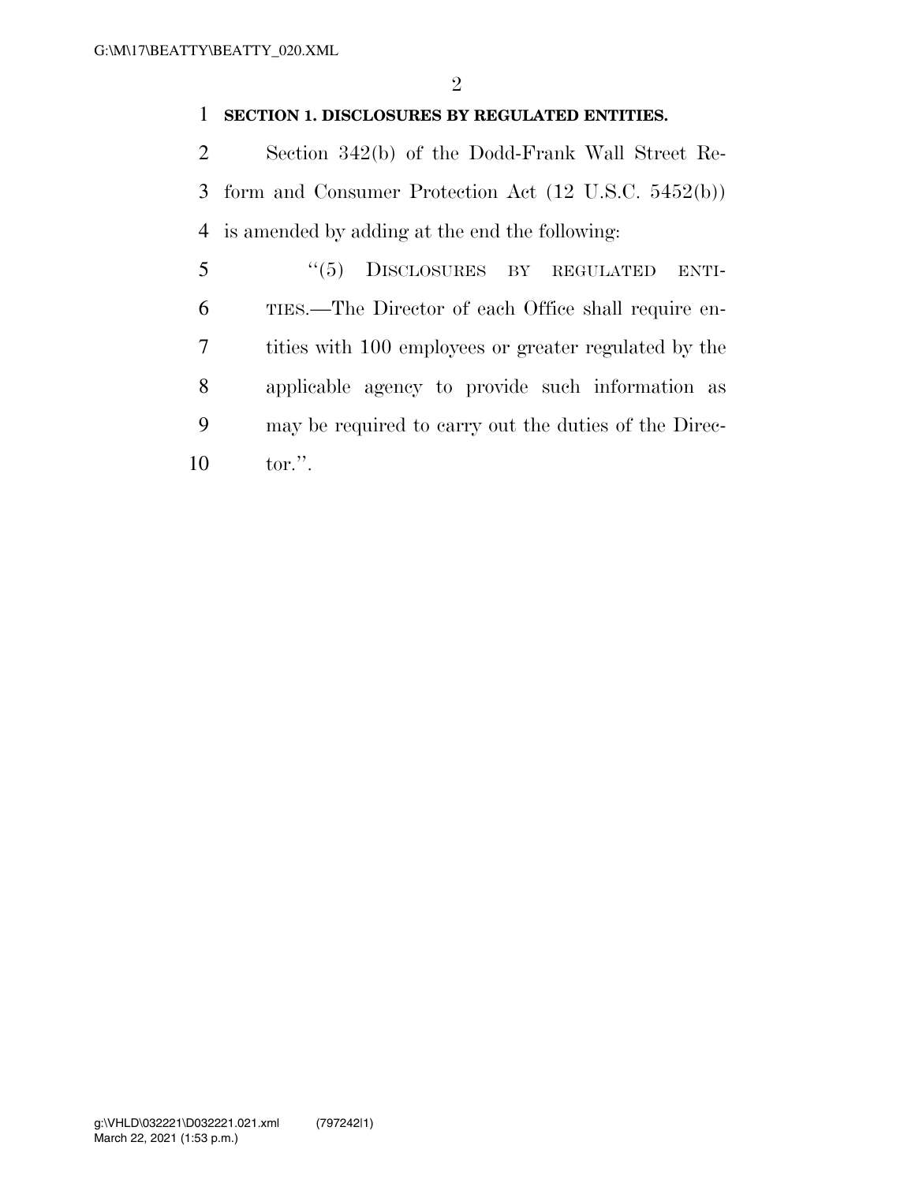**SECTION 1. DISCLOSURES BY REGULATED ENTITIES.**

Section 342(b) of the Dodd-Frank Wall Street Reform and Consumer Protection Act (12 U.S.C. 5452(b)) is amended by adding at the end the following:

"(5) DISCLOSURES BY REGULATED ENTITIES.—The Director of each Office shall require entities with 100 employees or greater regulated by the applicable agency to provide such information as may be required to carry out the duties of the Director.".